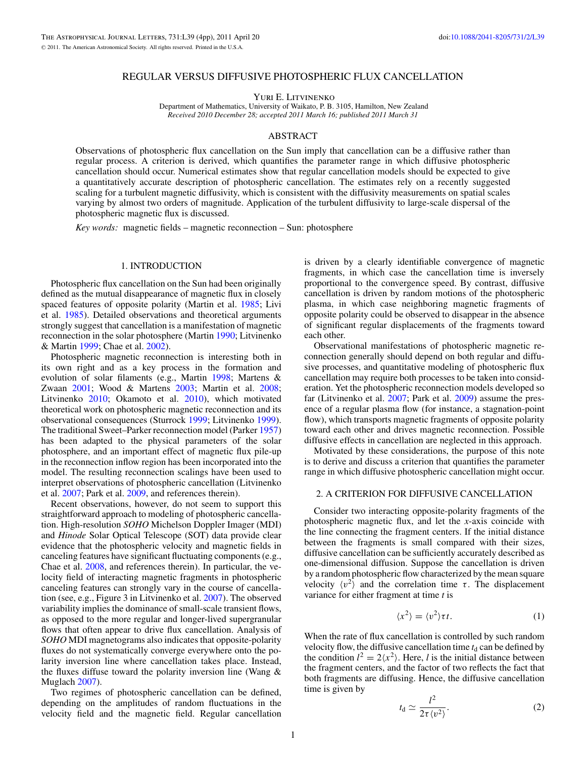# REGULAR VERSUS DIFFUSIVE PHOTOSPHERIC FLUX CANCELLATION

Yuri E. Litvinenko

Department of Mathematics, University of Waikato, P. B. 3105, Hamilton, New Zealand

*Received 2010 December 28; accepted 2011 March 16; published 2011 March 31*

## ABSTRACT

Observations of photospheric flux cancellation on the Sun imply that cancellation can be a diffusive rather than regular process. A criterion is derived, which quantifies the parameter range in which diffusive photospheric cancellation should occur. Numerical estimates show that regular cancellation models should be expected to give a quantitatively accurate description of photospheric cancellation. The estimates rely on a recently suggested scaling for a turbulent magnetic diffusivity, which is consistent with the diffusivity measurements on spatial scales varying by almost two orders of magnitude. Application of the turbulent diffusivity to large-scale dispersal of the photospheric magnetic flux is discussed.

*Key words:* magnetic fields – magnetic reconnection – Sun: photosphere

## 1. INTRODUCTION

Photospheric flux cancellation on the Sun had been originally defined as the mutual disappearance of magnetic flux in closely spaced features of opposite polarity (Martin et al. 1985; Livi et al. 1985). Detailed observations and theoretical arguments strongly suggest that cancellation is a manifestation of magnetic reconnection in the solar photosphere (Martin 1990; Litvinenko & Martin 1999; Chae et al. 2002).

Photospheric magnetic reconnection is interesting both in its own right and as a key process in the formation and evolution of solar filaments (e.g., Martin 1998; Martens & Zwaan 2001; Wood & Martens 2003; Martin et al. 2008; Litvinenko 2010; Okamoto et al. 2010), which motivated theoretical work on photospheric magnetic reconnection and its observational consequences (Sturrock 1999; Litvinenko 1999). The traditional Sweet–Parker reconnection model (Parker 1957) has been adapted to the physical parameters of the solar photosphere, and an important effect of magnetic flux pile-up in the reconnection inflow region has been incorporated into the model. The resulting reconnection scalings have been used to interpret observations of photospheric cancellation (Litvinenko et al. 2007; Park et al. 2009, and references therein).

Recent observations, however, do not seem to support this straightforward approach to modeling of photospheric cancellation. High-resolution *SOHO* Michelson Doppler Imager (MDI) and *Hinode* Solar Optical Telescope (SOT) data provide clear evidence that the photospheric velocity and magnetic fields in canceling features have significant fluctuating components (e.g., Chae et al. 2008, and references therein). In particular, the velocity field of interacting magnetic fragments in photospheric canceling features can strongly vary in the course of cancellation (see, e.g., Figure 3 in Litvinenko et al. 2007). The observed variability implies the dominance of small-scale transient flows, as opposed to the more regular and longer-lived supergranular flows that often appear to drive flux cancellation. Analysis of *SOHO* MDI magnetograms also indicates that opposite-polarity fluxes do not systematically converge everywhere onto the polarity inversion line where cancellation takes place. Instead, the fluxes diffuse toward the polarity inversion line (Wang & Muglach 2007).

Two regimes of photospheric cancellation can be defined, depending on the amplitudes of random fluctuations in the velocity field and the magnetic field. Regular cancellation is driven by a clearly identifiable convergence of magnetic fragments, in which case the cancellation time is inversely proportional to the convergence speed. By contrast, diffusive cancellation is driven by random motions of the photospheric plasma, in which case neighboring magnetic fragments of opposite polarity could be observed to disappear in the absence of significant regular displacements of the fragments toward each other.

Observational manifestations of photospheric magnetic reconnection generally should depend on both regular and diffusive processes, and quantitative modeling of photospheric flux cancellation may require both processes to be taken into consideration. Yet the photospheric reconnection models developed so far (Litvinenko et al. 2007; Park et al. 2009) assume the presence of a regular plasma flow (for instance, a stagnation-point flow), which transports magnetic fragments of opposite polarity toward each other and drives magnetic reconnection. Possible diffusive effects in cancellation are neglected in this approach.

Motivated by these considerations, the purpose of this note is to derive and discuss a criterion that quantifies the parameter range in which diffusive photospheric cancellation might occur.

## 2. A CRITERION FOR DIFFUSIVE CANCELLATION

Consider two interacting opposite-polarity fragments of the photospheric magnetic flux, and let the $x$-axis coincide with the line connecting the fragment centers. If the initial distance between the fragments is small compared with their sizes, diffusive cancellation can be sufficiently accurately described as one-dimensional diffusion. Suppose the cancellation is driven by a random photospheric flow characterized by the mean square velocity $\langle v^2 \rangle$ and the correlation time $\tau$. The displacement variance for either fragment at time $t$ is

$$\langle x^2 \rangle = \langle v^2 \rangle \tau t. \tag{1}$$

When the rate of flux cancellation is controlled by such random velocity flow, the diffusive cancellation time $t_d$ can be defined by the condition $l^2 = 2\langle x^2 \rangle$. Here, $l$ is the initial distance between the fragment centers, and the factor of two reflects the fact that both fragments are diffusing. Hence, the diffusive cancellation time is given by

$$t_d \simeq \frac{l^2}{2\tau \langle v^2 \rangle}. \tag{2}$$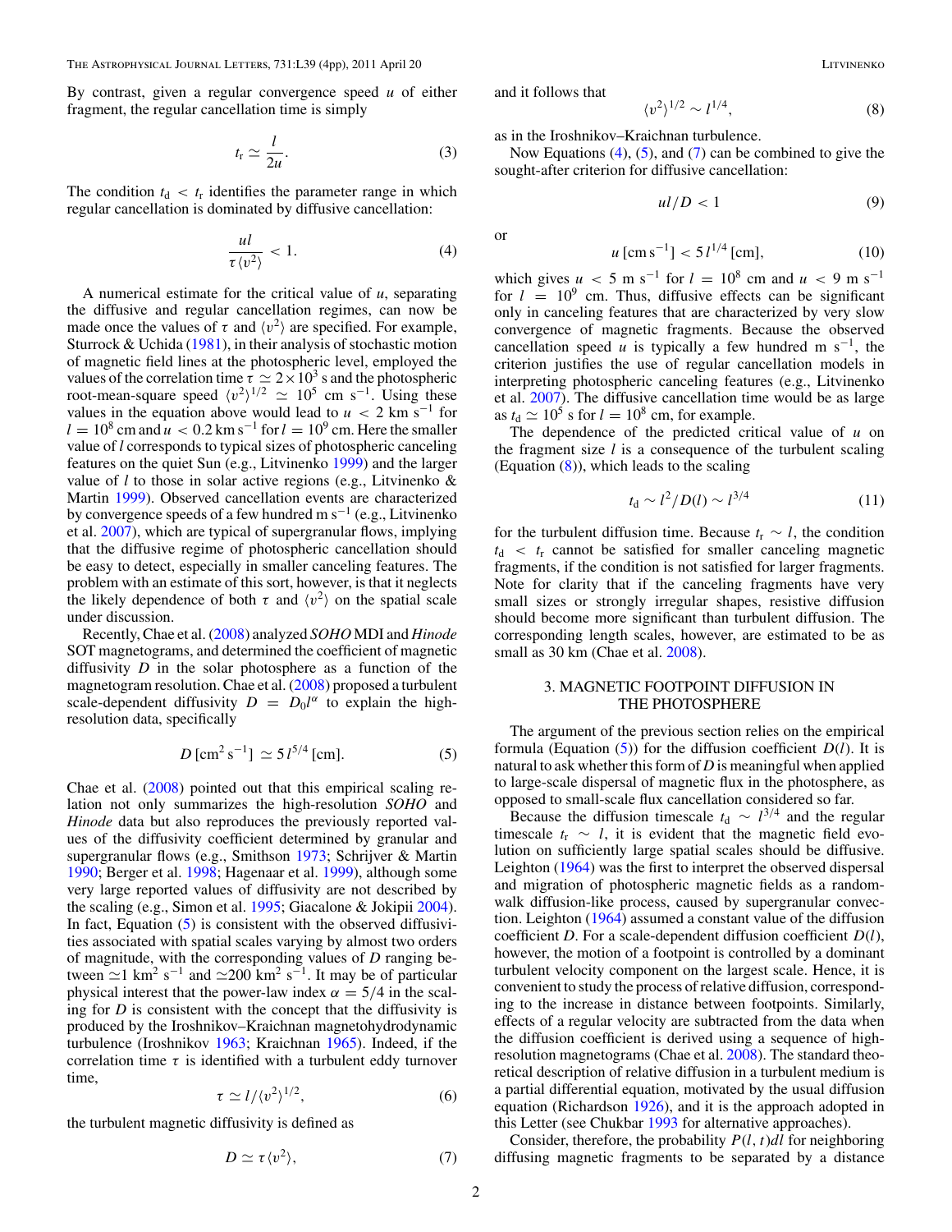By contrast, given a regular convergence speed $u$ of either fragment, the regular cancellation time is simply

$$t_r \simeq \frac{l}{2u}. \quad (3)$$

The condition $t_d < t_r$ identifies the parameter range in which regular cancellation is dominated by diffusive cancellation:

$$\frac{ul}{\tau \langle v^2 \rangle} < 1. \quad (4)$$

A numerical estimate for the critical value of $u$, separating the diffusive and regular cancellation regimes, can now be made once the values of $\tau$ and $\langle v^2 \rangle$ are specified. For example, Sturrock & Uchida (1981), in their analysis of stochastic motion of magnetic field lines at the photospheric level, employed the values of the correlation time $\tau \simeq 2 \times 10^3$ s and the photospheric root-mean-square speed $\langle v^2 \rangle^{1/2} \simeq 10^5$ cm s$^{-1}$. Using these values in the equation above would lead to $u < 2$ km s$^{-1}$ for $l = 10^8$ cm and $u < 0.2$ km s$^{-1}$ for $l = 10^9$ cm. Here the smaller value of $l$ corresponds to typical sizes of photospheric canceling features on the quiet Sun (e.g., Litvinenko 1999) and the larger value of $l$ to those in solar active regions (e.g., Litvinenko & Martin 1999). Observed cancellation events are characterized by convergence speeds of a few hundred m s$^{-1}$ (e.g., Litvinenko et al. 2007), which are typical of supergranular flows, implying that the diffusive regime of photospheric cancellation should be easy to detect, especially in smaller canceling features. The problem with an estimate of this sort, however, is that it neglects the likely dependence of both $\tau$ and $\langle v^2 \rangle$ on the spatial scale under discussion.

Recently, Chae et al. (2008) analyzed *SOHO* MDI and *Hinode* SOT magnetograms, and determined the coefficient of magnetic diffusivity $D$ in the solar photosphere as a function of the magnetogram resolution. Chae et al. (2008) proposed a turbulent scale-dependent diffusivity $D = D_0 l^\alpha$ to explain the high-resolution data, specifically

$$D\,[\text{cm}^2\,\text{s}^{-1}] \simeq 5\, l^{5/4}\,[\text{cm}]. \quad (5)$$

Chae et al. (2008) pointed out that this empirical scaling relation not only summarizes the high-resolution *SOHO* and *Hinode* data but also reproduces the previously reported values of the diffusivity coefficient determined by granular and supergranular flows (e.g., Smithson 1973; Schrijver & Martin 1990; Berger et al. 1998; Hagenaar et al. 1999), although some very large reported values of diffusivity are not described by the scaling (e.g., Simon et al. 1995; Giacalone & Jokipii 2004). In fact, Equation (5) is consistent with the observed diffusivities associated with spatial scales varying by almost two orders of magnitude, with the corresponding values of $D$ ranging between $\simeq$1 km$^2$ s$^{-1}$ and $\simeq$200 km$^2$ s$^{-1}$. It may be of particular physical interest that the power-law index $\alpha = 5/4$ in the scaling for $D$ is consistent with the concept that the diffusivity is produced by the Iroshnikov–Kraichnan magnetohydrodynamic turbulence (Iroshnikov 1963; Kraichnan 1965). Indeed, if the correlation time $\tau$ is identified with a turbulent eddy turnover time,

$$\tau \simeq l/\langle v^2 \rangle^{1/2}, \quad (6)$$

the turbulent magnetic diffusivity is defined as

$$D \simeq \tau \langle v^2 \rangle, \quad (7)$$

and it follows that

$$\langle v^2 \rangle^{1/2} \sim l^{1/4}, \quad (8)$$

as in the Iroshnikov–Kraichnan turbulence.

Now Equations (4), (5), and (7) can be combined to give the sought-after criterion for diffusive cancellation:

$$ul/D < 1 \quad (9)$$

or

$$u\,[\text{cm}\,\text{s}^{-1}] < 5\, l^{1/4}\,[\text{cm}], \quad (10)$$

which gives $u < 5$ m s$^{-1}$ for $l = 10^8$ cm and $u < 9$ m s$^{-1}$ for $l = 10^9$ cm. Thus, diffusive effects can be significant only in canceling features that are characterized by very slow convergence of magnetic fragments. Because the observed cancellation speed $u$ is typically a few hundred m s$^{-1}$, the criterion justifies the use of regular cancellation models in interpreting photospheric canceling features (e.g., Litvinenko et al. 2007). The diffusive cancellation time would be as large as $t_d \simeq 10^5$ s for $l = 10^8$ cm, for example.

The dependence of the predicted critical value of $u$ on the fragment size $l$ is a consequence of the turbulent scaling (Equation (8)), which leads to the scaling

$$t_d \sim l^2/D(l) \sim l^{3/4} \quad (11)$$

for the turbulent diffusion time. Because $t_r \sim l$, the condition $t_d < t_r$ cannot be satisfied for smaller canceling magnetic fragments, if the condition is not satisfied for larger fragments. Note for clarity that if the canceling fragments have very small sizes or strongly irregular shapes, resistive diffusion should become more significant than turbulent diffusion. The corresponding length scales, however, are estimated to be as small as 30 km (Chae et al. 2008).

## 3. MAGNETIC FOOTPOINT DIFFUSION IN THE PHOTOSPHERE

The argument of the previous section relies on the empirical formula (Equation (5)) for the diffusion coefficient $D(l)$. It is natural to ask whether this form of $D$ is meaningful when applied to large-scale dispersal of magnetic flux in the photosphere, as opposed to small-scale flux cancellation considered so far.

Because the diffusion timescale $t_d \sim l^{3/4}$ and the regular timescale $t_r \sim l$, it is evident that the magnetic field evolution on sufficiently large spatial scales should be diffusive. Leighton (1964) was the first to interpret the observed dispersal and migration of photospheric magnetic fields as a random-walk diffusion-like process, caused by supergranular convection. Leighton (1964) assumed a constant value of the diffusion coefficient $D$. For a scale-dependent diffusion coefficient $D(l)$, however, the motion of a footpoint is controlled by a dominant turbulent velocity component on the largest scale. Hence, it is convenient to study the process of relative diffusion, corresponding to the increase in distance between footpoints. Similarly, effects of a regular velocity are subtracted from the data when the diffusion coefficient is derived using a sequence of high-resolution magnetograms (Chae et al. 2008). The standard theoretical description of relative diffusion in a turbulent medium is a partial differential equation, motivated by the usual diffusion equation (Richardson 1926), and it is the approach adopted in this Letter (see Chukbar 1993 for alternative approaches).

Consider, therefore, the probability $P(l, t)dl$ for neighboring diffusing magnetic fragments to be separated by a distance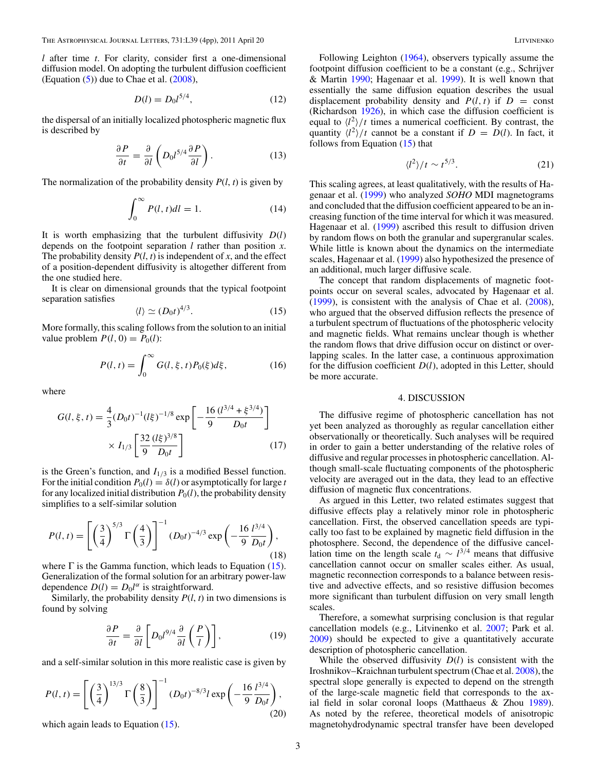$l$ after time $t$. For clarity, consider first a one-dimensional diffusion model. On adopting the turbulent diffusion coefficient (Equation (5)) due to Chae et al. (2008),

$$D(l) = D_0 l^{5/4}, \tag{12}$$

the dispersal of an initially localized photospheric magnetic flux is described by

$$\frac{\partial P}{\partial t} = \frac{\partial}{\partial l}\left(D_0 l^{5/4} \frac{\partial P}{\partial l}\right). \tag{13}$$

The normalization of the probability density $P(l, t)$ is given by

$$\int_0^\infty P(l, t) dl = 1. \tag{14}$$

It is worth emphasizing that the turbulent diffusivity $D(l)$ depends on the footpoint separation $l$ rather than position $x$. The probability density $P(l, t)$ is independent of $x$, and the effect of a position-dependent diffusivity is altogether different from the one studied here.

It is clear on dimensional grounds that the typical footpoint separation satisfies

$$\langle l \rangle \simeq (D_0 t)^{4/3}. \tag{15}$$

More formally, this scaling follows from the solution to an initial value problem $P(l, 0) = P_0(l)$:

$$P(l, t) = \int_0^\infty G(l, \xi, t) P_0(\xi) d\xi, \tag{16}$$

where

$$G(l, \xi, t) = \frac{4}{3}(D_0 t)^{-1}(l\xi)^{-1/8} \exp\left[-\frac{16}{9}\frac{(l^{3/4} + \xi^{3/4})}{D_0 t}\right] \times I_{1/3}\left[\frac{32}{9}\frac{(l\xi)^{3/8}}{D_0 t}\right] \tag{17}$$

is the Green's function, and $I_{1/3}$ is a modified Bessel function. For the initial condition $P_0(l) = \delta(l)$ or asymptotically for large $t$ for any localized initial distribution $P_0(l)$, the probability density simplifies to a self-similar solution

$$P(l, t) = \left[\left(\frac{3}{4}\right)^{5/3} \Gamma\left(\frac{4}{3}\right)\right]^{-1} (D_0 t)^{-4/3} \exp\left(-\frac{16}{9}\frac{l^{3/4}}{D_0 t}\right), \tag{18}$$

where $\Gamma$ is the Gamma function, which leads to Equation (15). Generalization of the formal solution for an arbitrary power-law dependence $D(l) = D_0 l^\alpha$ is straightforward.

Similarly, the probability density $P(l, t)$ in two dimensions is found by solving

$$\frac{\partial P}{\partial t} = \frac{\partial}{\partial l}\left[D_0 l^{9/4} \frac{\partial}{\partial l}\left(\frac{P}{l}\right)\right], \tag{19}$$

and a self-similar solution in this more realistic case is given by

$$P(l, t) = \left[\left(\frac{3}{4}\right)^{13/3} \Gamma\left(\frac{8}{3}\right)\right]^{-1} (D_0 t)^{-8/3} l \exp\left(-\frac{16}{9}\frac{l^{3/4}}{D_0 t}\right), \tag{20}$$

which again leads to Equation (15).

Following Leighton (1964), observers typically assume the footpoint diffusion coefficient to be a constant (e.g., Schrijver & Martin 1990; Hagenaar et al. 1999). It is well known that essentially the same diffusion equation describes the usual displacement probability density and $P(l, t)$ if $D = \text{const}$ (Richardson 1926), in which case the diffusion coefficient is equal to $\langle l^2 \rangle / t$ times a numerical coefficient. By contrast, the quantity $\langle l^2 \rangle / t$ cannot be a constant if $D = D(l)$. In fact, it follows from Equation (15) that

$$\langle l^2 \rangle / t \sim t^{5/3}. \tag{21}$$

This scaling agrees, at least qualitatively, with the results of Hagenaar et al. (1999) who analyzed *SOHO* MDI magnetograms and concluded that the diffusion coefficient appeared to be an increasing function of the time interval for which it was measured. Hagenaar et al. (1999) ascribed this result to diffusion driven by random flows on both the granular and supergranular scales. While little is known about the dynamics on the intermediate scales, Hagenaar et al. (1999) also hypothesized the presence of an additional, much larger diffusive scale.

The concept that random displacements of magnetic footpoints occur on several scales, advocated by Hagenaar et al. (1999), is consistent with the analysis of Chae et al. (2008), who argued that the observed diffusion reflects the presence of a turbulent spectrum of fluctuations of the photospheric velocity and magnetic fields. What remains unclear though is whether the random flows that drive diffusion occur on distinct or overlapping scales. In the latter case, a continuous approximation for the diffusion coefficient $D(l)$, adopted in this Letter, should be more accurate.

## 4. DISCUSSION

The diffusive regime of photospheric cancellation has not yet been analyzed as thoroughly as regular cancellation either observationally or theoretically. Such analyses will be required in order to gain a better understanding of the relative roles of diffusive and regular processes in photospheric cancellation. Although small-scale fluctuating components of the photospheric velocity are averaged out in the data, they lead to an effective diffusion of magnetic flux concentrations.

As argued in this Letter, two related estimates suggest that diffusive effects play a relatively minor role in photospheric cancellation. First, the observed cancellation speeds are typically too fast to be explained by magnetic field diffusion in the photosphere. Second, the dependence of the diffusive cancellation time on the length scale $t_d \sim l^{3/4}$ means that diffusive cancellation cannot occur on smaller scales either. As usual, magnetic reconnection corresponds to a balance between resistive and advective effects, and so resistive diffusion becomes more significant than turbulent diffusion on very small length scales.

Therefore, a somewhat surprising conclusion is that regular cancellation models (e.g., Litvinenko et al. 2007; Park et al. 2009) should be expected to give a quantitatively accurate description of photospheric cancellation.

While the observed diffusivity $D(l)$ is consistent with the Iroshnikov–Kraichnan turbulent spectrum (Chae et al. 2008), the spectral slope generally is expected to depend on the strength of the large-scale magnetic field that corresponds to the axial field in solar coronal loops (Matthaeus & Zhou 1989). As noted by the referee, theoretical models of anisotropic magnetohydrodynamic spectral transfer have been developed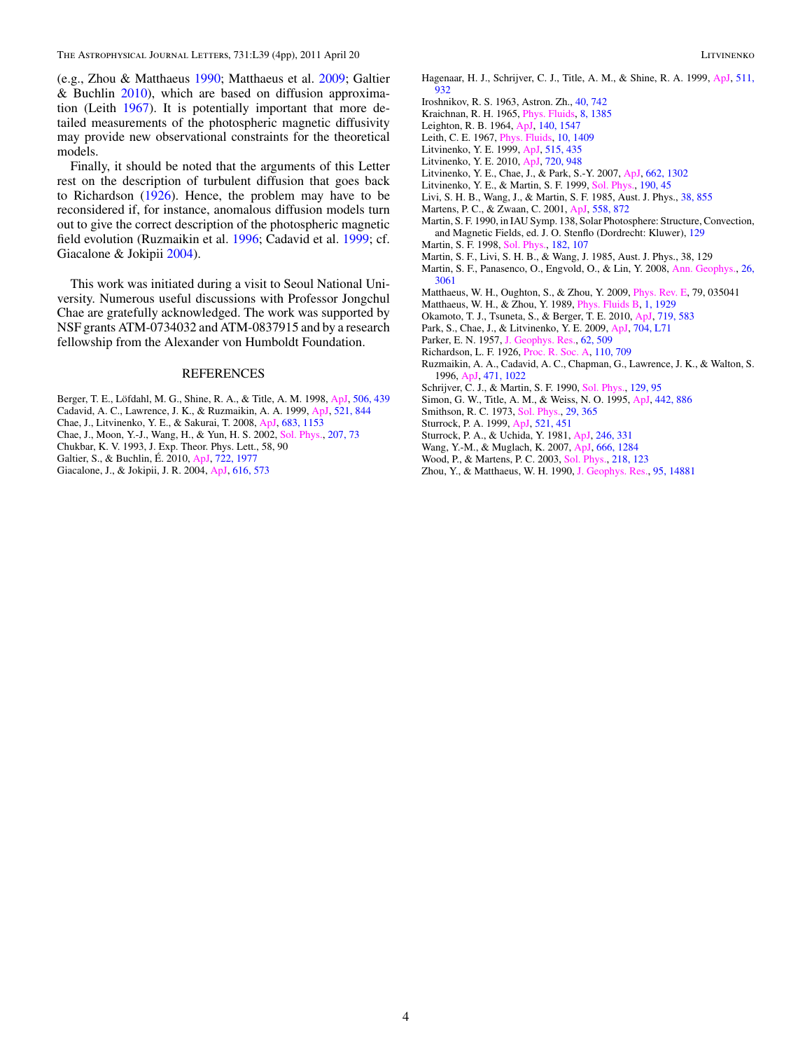(e.g., Zhou & Matthaeus 1990; Matthaeus et al. 2009; Galtier & Buchlin 2010), which are based on diffusion approximation (Leith 1967). It is potentially important that more detailed measurements of the photospheric magnetic diffusivity may provide new observational constraints for the theoretical models.

Finally, it should be noted that the arguments of this Letter rest on the description of turbulent diffusion that goes back to Richardson (1926). Hence, the problem may have to be reconsidered if, for instance, anomalous diffusion models turn out to give the correct description of the photospheric magnetic field evolution (Ruzmaikin et al. 1996; Cadavid et al. 1999; cf. Giacalone & Jokipii 2004).

This work was initiated during a visit to Seoul National University. Numerous useful discussions with Professor Jongchul Chae are gratefully acknowledged. The work was supported by NSF grants ATM-0734032 and ATM-0837915 and by a research fellowship from the Alexander von Humboldt Foundation.

## REFERENCES

Berger, T. E., Löfdahl, M. G., Shine, R. A., & Title, A. M. 1998, ApJ, 506, 439
Cadavid, A. C., Lawrence, J. K., & Ruzmaikin, A. A. 1999, ApJ, 521, 844
Chae, J., Litvinenko, Y. E., & Sakurai, T. 2008, ApJ, 683, 1153
Chae, J., Moon, Y.-J., Wang, H., & Yun, H. S. 2002, Sol. Phys., 207, 73
Chukbar, K. V. 1993, J. Exp. Theor. Phys. Lett., 58, 90
Galtier, S., & Buchlin, É. 2010, ApJ, 722, 1977
Giacalone, J., & Jokipii, J. R. 2004, ApJ, 616, 573
Hagenaar, H. J., Schrijver, C. J., Title, A. M., & Shine, R. A. 1999, ApJ, 511, 932
Iroshnikov, R. S. 1963, Astron. Zh., 40, 742
Kraichnan, R. H. 1965, Phys. Fluids, 8, 1385
Leighton, R. B. 1964, ApJ, 140, 1547
Leith, C. E. 1967, Phys. Fluids, 10, 1409
Litvinenko, Y. E. 1999, ApJ, 515, 435
Litvinenko, Y. E. 2010, ApJ, 720, 948
Litvinenko, Y. E., Chae, J., & Park, S.-Y. 2007, ApJ, 662, 1302
Litvinenko, Y. E., & Martin, S. F. 1999, Sol. Phys., 190, 45
Livi, S. H. B., Wang, J., & Martin, S. F. 1985, Aust. J. Phys., 38, 855
Martens, P. C., & Zwaan, C. 2001, ApJ, 558, 872
Martin, S. F. 1990, in IAU Symp. 138, Solar Photosphere: Structure, Convection, and Magnetic Fields, ed. J. O. Stenflo (Dordrecht: Kluwer), 129
Martin, S. F. 1998, Sol. Phys., 182, 107
Martin, S. F., Livi, S. H. B., & Wang, J. 1985, Aust. J. Phys., 38, 129
Martin, S. F., Panasenco, O., Engvold, O., & Lin, Y. 2008, Ann. Geophys., 26, 3061
Matthaeus, W. H., Oughton, S., & Zhou, Y. 2009, Phys. Rev. E, 79, 035041
Matthaeus, W. H., & Zhou, Y. 1989, Phys. Fluids B, 1, 1929
Okamoto, T. J., Tsuneta, S., & Berger, T. E. 2010, ApJ, 719, 583
Park, S., Chae, J., & Litvinenko, Y. E. 2009, ApJ, 704, L71
Parker, E. N. 1957, J. Geophys. Res., 62, 509
Richardson, L. F. 1926, Proc. R. Soc. A, 110, 709
Ruzmaikin, A. A., Cadavid, A. C., Chapman, G., Lawrence, J. K., & Walton, S. 1996, ApJ, 471, 1022
Schrijver, C. J., & Martin, S. F. 1990, Sol. Phys., 129, 95
Simon, G. W., Title, A. M., & Weiss, N. O. 1995, ApJ, 442, 886
Smithson, R. C. 1973, Sol. Phys., 29, 365
Sturrock, P. A. 1999, ApJ, 521, 451
Sturrock, P. A., & Uchida, Y. 1981, ApJ, 246, 331
Wang, Y.-M., & Muglach, K. 2007, ApJ, 666, 1284
Wood, P., & Martens, P. C. 2003, Sol. Phys., 218, 123
Zhou, Y., & Matthaeus, W. H. 1990, J. Geophys. Res., 95, 14881